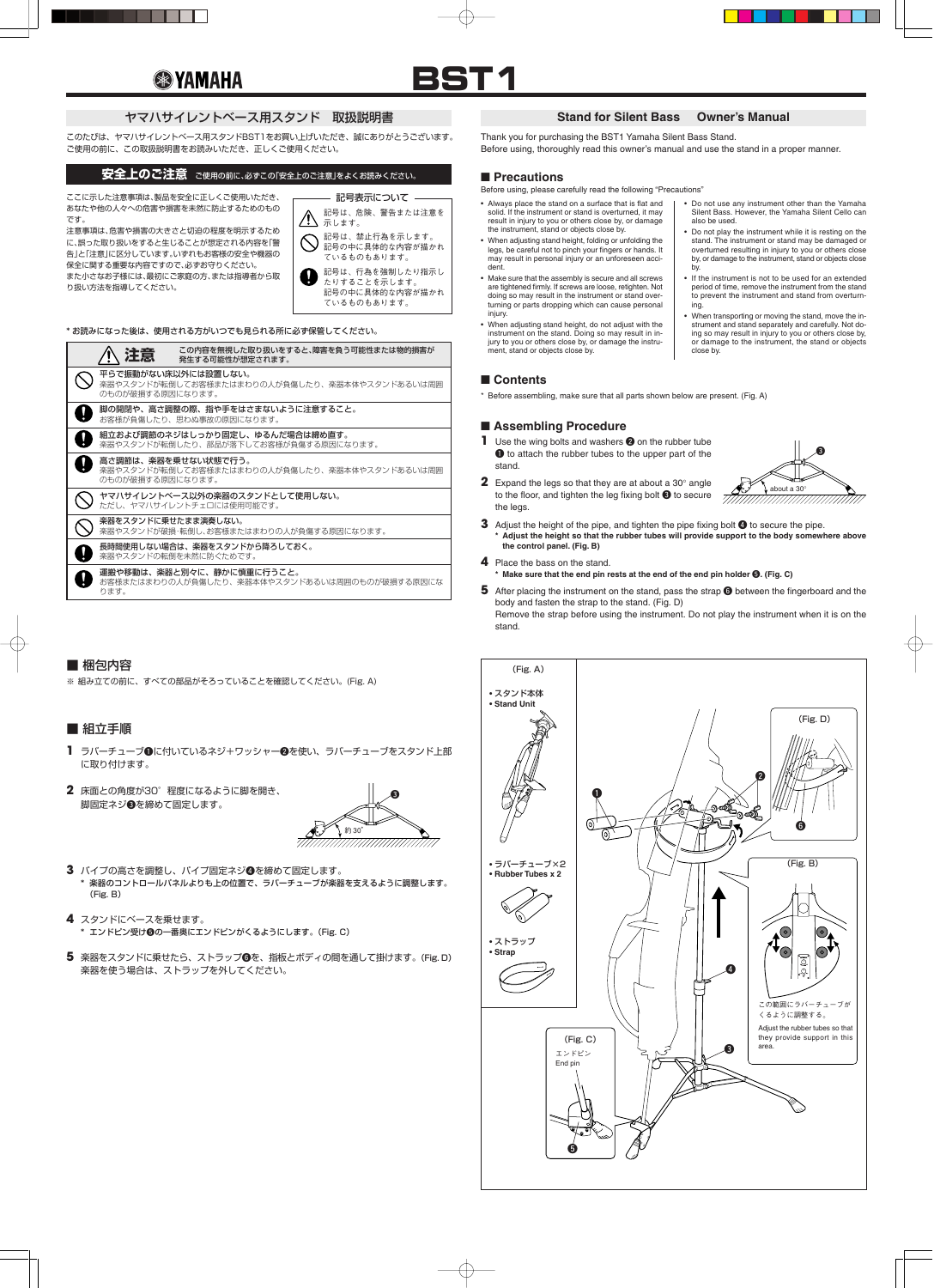YAMAHA

# BST1

## ヤマハサイレントベース用スタンド　取扱説明書

このたびは、ヤマハサイレントベース用スタンドBST1をお買い上げいただき、誠にありがとうございます。
ご使用の前に、この取扱説明書をお読みいただき、正しくご使用ください。

### 安全上のご注意　ご使用の前に、必ずこの「安全上のご注意」をよくお読みください。

ここに示した注意事項は、製品を安全に正しくご使用いただき、あなたや他の人々への危害や損害を未然に防止するためのものです。
注意事項は、危害や損害の大きさと切迫の程度を明示するために、誤った取り扱いをすると生じることが想定される内容を「警告」と「注意」に区分しています。いずれもお客様の安全や機器の保全に関する重要な内容ですので、必ずお守りください。
また小さなお子様には、最初にご家庭の方、または指導者から取り扱い方法を指導してください。

**記号表示について**

- 記号は、危険、警告または注意を示します。
- 記号は、禁止行為を示します。記号の中に具体的な内容が描かれているものもあります。
- 記号は、行為を強制したり指示したりすることを示します。記号の中に具体的な内容が描かれているものもあります。

＊お読みになった後は、使用される方がいつでも見られる所に必ず保管してください。

**注意**　この内容を無視した取り扱いをすると、障害を負う可能性または物的損害が発生する可能性が想定されます。

- **平らで振動がない床以外には設置しない。**
  楽器やスタンドが転倒してお客様またはまわりの人が負傷したり、楽器本体やスタンドあるいは周囲のものが破損する原因になります。
- **脚の開閉や、高さ調整の際、指や手をはさまないように注意すること。**
  お客様が負傷したり、思わぬ事故の原因になります。
- **組立および調節のネジはしっかり固定し、ゆるんだ場合は締め直す。**
  楽器やスタンドが転倒したり、部品が落下してお客様が負傷する原因になります。
- **高さ調節は、楽器を乗せない状態で行う。**
  楽器やスタンドが転倒してお客様またはまわりの人が負傷したり、楽器本体やスタンドあるいは周囲のものが破損する原因になります。
- **ヤマハサイレントベース以外の楽器のスタンドとして使用しない。**
  ただし、ヤマハサイレントチェロには使用可能です。
- **楽器をスタンドに乗せたまま演奏しない。**
  楽器やスタンドが破損・転倒し、お客様またはまわりの人が負傷する原因になります。
- **長時間使用しない場合は、楽器をスタンドから降ろしておく。**
  楽器やスタンドの転倒を未然に防ぐためです。
- **運搬や移動は、楽器と別々に、静かに慎重に行うこと。**
  お客様またはまわりの人が負傷したり、楽器本体やスタンドあるいは周囲のものが破損する原因になります。

### ■ 梱包内容

※ 組み立ての前に、すべての部品がそろっていることを確認してください。(Fig. A)

### ■ 組立手順

**1** ラバーチューブ❶に付いているネジ＋ワッシャー❷を使い、ラバーチューブをスタンド上部に取り付けます。

**2** 床面との角度が30゜程度になるように脚を開き、脚固定ネジ❸を締めて固定します。

約 30゜

**3** パイプの高さを調整し、パイプ固定ネジ❹を締めて固定します。
＊ 楽器のコントロールパネルよりも上の位置で、ラバーチューブが楽器を支えるように調整します。(Fig. B)

**4** スタンドにベースを乗せます。
＊ エンドピン受け❺の一番奥にエンドピンがくるようにします。(Fig. C)

**5** 楽器をスタンドに乗せたら、ストラップ❻を、指板とボディの間を通して掛けます。(Fig. D)
楽器を使う場合は、ストラップを外してください。

## Stand for Silent Bass　Owner's Manual

Thank you for purchasing the BST1 Yamaha Silent Bass Stand.
Before using, thoroughly read this owner's manual and use the stand in a proper manner.

### ■ Precautions

Before using, please carefully read the following "Precautions"

- Always place the stand on a surface that is flat and solid. If the instrument or stand is overturned, it may result in injury to you or others close by, or damage the instrument, stand or objects close by.
- When adjusting stand height, folding or unfolding the legs, be careful not to pinch your fingers or hands. It may result in personal injury or an unforeseen accident.
- Make sure that the assembly is secure and all screws are tightened firmly. If screws are loose, retighten. Not doing so may result in the instrument or stand overturning or parts dropping which can cause personal injury.
- When adjusting stand height, do not adjust with the instrument on the stand. Doing so may result in injury to you or others close by, or damage to the instrument, stand or objects close by.
- Do not use any instrument other than the Yamaha Silent Bass. However, the Yamaha Silent Cello can also be used.
- Do not play the instrument while it is resting on the stand. The instrument or stand may be damaged or overturned resulting in injury to you or others close by, or damage to the instrument, stand or objects close by.
- If the instrument is not to be used for an extended period of time, remove the instrument from the stand to prevent the instrument and stand from overturning.
- When transporting or moving the stand, move the instrument and stand separately and carefully. Not doing so may result in injury to you or others close by, or damage to the instrument, the stand or objects close by.

### ■ Contents

* Before assembling, make sure that all parts shown below are present. (Fig. A)

### ■ Assembling Procedure

**1** Use the wing bolts and washers ❷ on the rubber tube ❶ to attach the rubber tubes to the upper part of the stand.

**2** Expand the legs so that they are at about a 30° angle to the floor, and tighten the leg fixing bolt ❸ to secure the legs.

about a 30°

**3** Adjust the height of the pipe, and tighten the pipe fixing bolt ❹ to secure the pipe.
* **Adjust the height so that the rubber tubes will provide support to the body somewhere above the control panel. (Fig. B)**

**4** Place the bass on the stand.
* **Make sure that the end pin rests at the end of the end pin holder ❺. (Fig. C)**

**5** After placing the instrument on the stand, pass the strap ❻ between the fingerboard and the body and fasten the strap to the stand. (Fig. D)
Remove the strap before using the instrument. Do not play the instrument when it is on the stand.

(Fig. A)

- スタンド本体
- Stand Unit
- ラバーチューブ×2
- Rubber Tubes x 2
- ストラップ
- Strap

(Fig. B)

この範囲にラバーチューブがくるように調整する。
Adjust the rubber tubes so that they provide support in this area.

(Fig. C)

エンドピン
End pin

(Fig. D)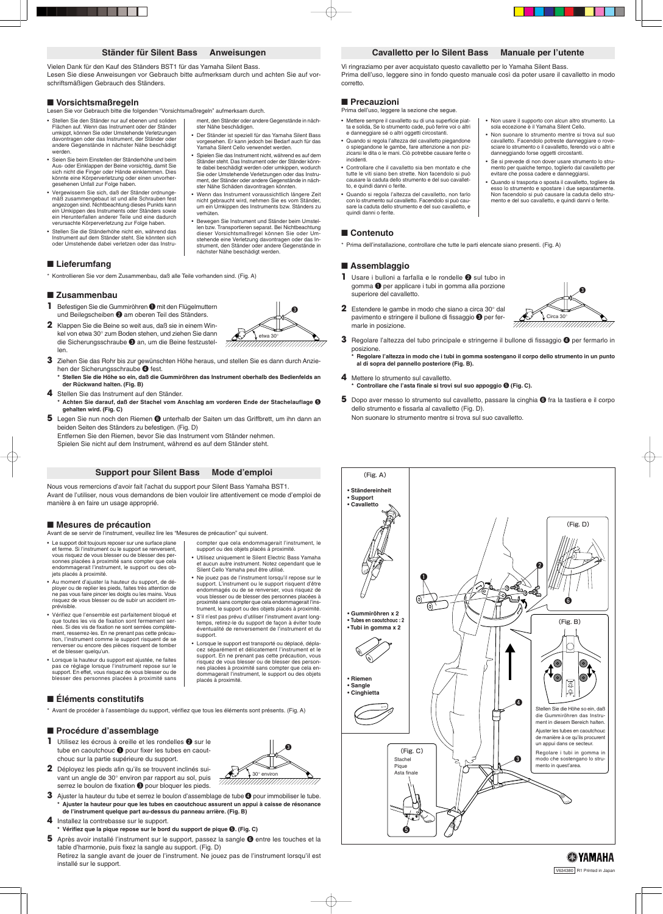## Ständer für Silent Bass    Anweisungen

Vielen Dank für den Kauf des Ständers BST1 für das Yamaha Silent Bass.
Lesen Sie diese Anweisungen vor Gebrauch bitte aufmerksam durch und achten Sie auf vorschriftsmäßigen Gebrauch des Ständers.

### ■ Vorsichtsmaßregeln

Lesen Sie vor Gebrauch bitte die folgenden "Vorsichtsmaßregeln" aufmerksam durch.

- Stellen Sie den Ständer nur auf ebenen und soliden Flächen auf. Wenn das Instrument oder der Ständer umkippt, können Sie oder Umstehende Verletzungen davontragen oder das Instrument, der Ständer oder andere Gegenstände in nächster Nähe beschädigt werden.
- Seien Sie beim Einstellen der Ständerhöhe und beim Aus- oder Einklappen der Beine vorsichtig, damit Sie sich nicht die Finger oder Hände einklemmen. Dies könnte eine Körperverletzung oder einen unvorhergesehenen Unfall zur Folge haben.
- Vergewissern Sie sich, daß der Ständer ordnungemäß zusammengebaut ist und alle Schrauben fest angezogen sind. Nichtbeachtung dieses Punkts kann ein Umkippen des Instruments oder Ständers sowie ein Herunterfallen anderer Teile und eine dadurch verursachte Körperverletzung zur Folge haben.
- Stellen Sie die Ständerhöhe nicht ein, während das Instrument auf dem Ständer steht. Sie könnten sich oder Umstehende dabei verletzen oder das Instrument, den Ständer oder andere Gegenstände in nächster Nähe beschädigen.
- Der Ständer ist speziell für das Yamaha Silent Bass vorgesehen. Er kann jedoch bei Bedarf auch für das Yamaha Silent Cello verwendet werden.
- Spielen Sie das Instrument nicht, während es auf dem Ständer steht. Das Instrument oder der Ständer könnte dabei beschädigt werden oder umkippen, wodurch Sie oder Umstehende Verletzungen oder das Instrument, der Ständer oder andere Gegenstände in nächster Nähe Schäden davontragen könnten.
- Wenn das Instrument voraussichtlich längere Zeit nicht gebraucht wird, nehmen Sie es vom Ständer, um ein Umkippen des Instruments bzw. Ständers zu verhüten.
- Bewegen Sie Instrument und Ständer beim Umstellen bzw. Transportieren separat. Bei Nichtbeachtung dieser Vorsichtsmaßregel können Sie oder Umstehende eine Verletzung davontragen oder das Instrument, der Ständer oder andere Gegenstände in nächster Nähe beschädigt werden.

### ■ Lieferumfang

\* Kontrollieren Sie vor dem Zusammenbau, daß alle Teile vorhanden sind. (Fig. A)

### ■ Zusammenbau

**1** Befestigen Sie die Gummiröhren ❶ mit den Flügelmuttern und Beilegscheiben ❷ am oberen Teil des Ständers.

**2** Klappen Sie die Beine so weit aus, daß sie in einem Winkel von etwa 30° zum Boden stehen, und ziehen Sie dann die Sicherungsschraube ❸ an, um die Beine festzustellen.

etwa 30°

**3** Ziehen Sie das Rohr bis zur gewünschten Höhe heraus, und stellen Sie es dann durch Anziehen der Sicherungsschraube ❹ fest.
- **\* Stellen Sie die Höhe so ein, daß die Gummiröhren das Instrument oberhalb des Bedienfelds an der Rückwand halten. (Fig. B)**

**4** Stellen Sie das Instrument auf den Ständer.
- **\* Achten Sie darauf, daß der Stachel vom Anschlag am vorderen Ende der Stachelauflage ❺ gehalten wird. (Fig. C)**

**5** Legen Sie nun noch den Riemen ❻ unterhalb der Saiten um das Griffbrett, um ihn dann an beiden Seiten des Ständers zu befestigen. (Fig. D)
Entfernen Sie den Riemen, bevor Sie das Instrument vom Ständer nehmen.
Spielen Sie nicht auf dem Instrument, während es auf dem Ständer steht.

## Cavalletto per lo Silent Bass    Manuale per l'utente

Vi ringraziamo per aver acquistato questo cavalletto per lo Yamaha Silent Bass.
Prima dell'uso, leggere sino in fondo questo manuale così da poter usare il cavalletto in modo corretto.

### ■ Precauzioni

Prima dell'uso, leggere la sezione che segue.

- Mettere sempre il cavalletto su di una superficie piatta e solida. Se lo strumento cade, può ferire voi o altri e danneggiare sé o altri oggetti circostanti.
- Quando si regola l'altezza del cavalletto piegandone o spiegandone le gambe, fare attenzione a non pizzicarsi le dita o le mani. Ciò potrebbe causare ferite o incidenti.
- Controllare che il cavalletto sia ben montato e che tutte le viti siano ben strette. Non facendolo si può causare la caduta dello strumento e del suo cavalletto, e quindi danni o ferite.
- Quando si regola l'altezza del cavalletto, non farlo con lo strumento sul cavalletto. Facendolo si può causare la caduta dello strumento e del suo cavalletto, e quindi danni o ferite.
- Non usare il supporto con alcun altro strumento. La sola eccezione è il Yamaha Silent Cello.
- Non suonare lo strumento mentre si trova sul suo cavalletto. Facendolo potreste danneggiare o rovesciare lo strumento o il cavalletto, ferendo voi o altri e danneggiando forse oggetti circostanti.
- Se si prevede di non dover usare lo strumento per qualche tempo, toglierlo dal cavalletto per evitare che possa cadere e danneggiarsi.
- Quando si trasporta o sposta il cavalletto, togliere da esso lo strumento e spostare i due separatamente. Non facendolo si può causare la caduta dello strumento e del suo cavalletto, e quindi danni o ferite.

### ■ Contenuto

\* Prima dell'installazione, controllare che tutte le parti elencate siano presenti. (Fig. A)

### ■ Assemblaggio

**1** Usare i bulloni a farfalla e le rondelle ❷ sul tubo in gomma ❶ per applicare i tubi in gomma alla porzione superiore del cavalletto.

**2** Estendere le gambe in modo che siano a circa 30° dal pavimento e stringere il bullone di fissaggio ❸ per fermarle in posizione.

Circa 30°

**3** Regolare l'altezza del tubo principale e stringerne il bullone di fissaggio ❹ per fermarlo in posizione.
- **\* Regolare l'altezza in modo che i tubi in gomma sostengano il corpo dello strumento in un punto al di sopra del pannello posteriore (Fig. B).**

**4** Mettere lo strumento sul cavalletto.
- **\* Controllare che l'asta finale si trovi sul suo appoggio ❺ (Fig. C).**

**5** Dopo aver messo lo strumento sul cavalletto, passare la cinghia ❻ fra la tastiera e il corpo dello strumento e fissarla al cavalletto (Fig. D).
Non suonare lo strumento mentre si trova sul suo cavalletto.

## Support pour Silent Bass    Mode d'emploi

Nous vous remercions d'avoir fait l'achat du support pour Silent Bass Yamaha BST1.
Avant de l'utiliser, nous vous demandons de bien vouloir lire attentivement ce mode d'emploi de manière à en faire un usage approprié.

### ■ Mesures de précaution

Avant de se servir de l'instrument, veuillez lire les "Mesures de précaution" qui suivent.

- Le support doit toujours reposer sur une surface plane et ferme. Si l'instrument ou le support se renversent, vous risquez de vous blesser ou de blesser des personnes placées à proximité sans compter que cela endommagerait l'instrument, le support ou des objets placés à proximité.
- Au moment d'ajuster la hauteur du support, de déployer ou de replier les pieds, faites très attention de ne pas vous faire pincer les doigts ou les mains. Vous risquez de vous blesser ou de subir un accident imprévisible.
- Vérifiez que l'ensemble est parfaitement bloqué et que toutes les vis de fixation sont fermement serrées. Si des vis de fixation ne sont serrées complètement, resserrez-les. En ne prenant pas cette précaution, l'instrument comme le support risquent de se renverser ou encore des pièces risquent de tomber et de blesser quelqu'un.
- Lorsque la hauteur du support est ajustée, ne faites pas ce réglage lorsque l'instrument repose sur le support. En effet, vous risquez de vous blesser ou de blesser des personnes placées à proximité sans compter que cela endommagerait l'instrument, le support ou des objets placés à proximité.
- Utilisez uniquement le Silent Electric Bass Yamaha et aucun autre instrument. Notez cependant que le Silent Cello Yamaha peut être utilisé.
- Ne jouez pas de l'instrument lorsqu'il repose sur le support. L'instrument ou le support risquent d'être endommagés ou de se renverser, vous risquez de vous blesser ou de blesser des personnes placées à proximité sans compter que cela endommagerait l'instrument, le support ou des objets placés à proximité.
- S'il n'est pas prévu d'utiliser l'instrument avant longtemps, retirez-le du support de façon à éviter toute éventualité de renversement de l'instrument et du support.
- Lorsque le support est transporté ou déplacé, déplacez séparément et délicatement l'instrument et le support. En ne prenant pas cette précaution, vous risquez de vous blesser ou de blesser des personnes placées à proximité sans compter que cela endommagerait l'instrument, le support ou des objets placés à proximité.

### ■ Éléments constitutifs

\* Avant de procéder à l'assemblage du support, vérifiez que tous les éléments sont présents. (Fig. A)

### ■ Procédure d'assemblage

**1** Utilisez les écrous à oreille et les rondelles ❷ sur le tube en caoutchouc ❶ pour fixer les tubes en caoutchouc sur la partie supérieure du support.

**2** Déployez les pieds afin qu'ils se trouvent inclinés suivant un angle de 30° environ par rapport au sol, puis serrez le boulon de fixation ❸ pour bloquer les pieds.

30° environ

**3** Ajuster la hauteur du tube et serrez le boulon d'assemblage de tube ❹ pour immobiliser le tube.
- **\* Ajuster la hauteur pour que les tubes en caoutchouc assurent un appui à caisse de résonance de l'instrument quelque part au-dessus du panneau arrière. (Fig. B)**

**4** Installez la contrebasse sur le support.
- **\* Vérifiez que la pique repose sur le bord du support de pique ❺. (Fig. C)**

**5** Après avoir installé l'instrument sur le support, passez la sangle ❻ entre les touches et la table d'harmonie, puis fixez la sangle au support. (Fig. D)
Retirez la sangle avant de jouer de l'instrument. Ne jouez pas de l'instrument lorsqu'il est installé sur le support.

(Fig. A)

- Ständereinheit
- Support
- Cavalletto

- Gummiröhren x 2
- Tubes en caoutchouc : 2
- Tubi in gomma x 2

- Riemen
- Sangle
- Cinghietta

(Fig. D)

(Fig. B)

Stellen Sie die Höhe so ein, daß die Gummiröhren das Instrument in diesem Bereich halten.

Ajuster les tubes en caoutchouc de manière à ce qu'ils procurent un appui dans ce secteur.

Regolare i tubi in gomma in modo che sostengano lo strumento in quest'area.

(Fig. C)

Stachel
Pique
Asta finale

YAMAHA

V634380 R1 Printed in Japan